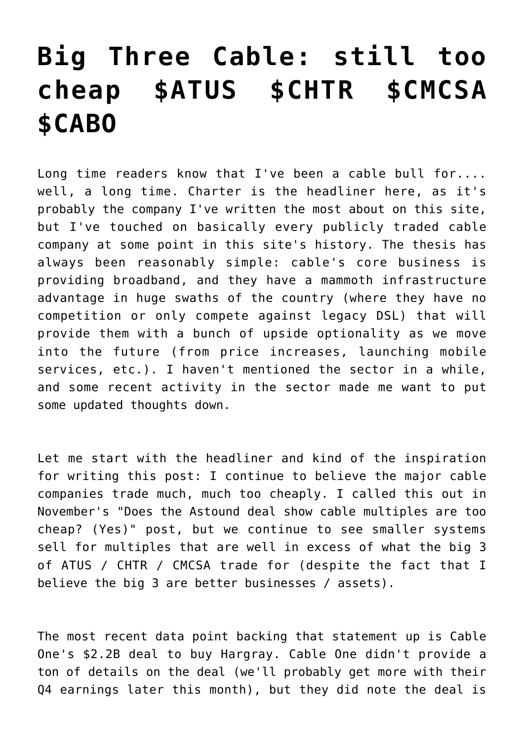# Big Three Cable: still too cheap $ATUS $CHTR $CMCSA $CABO

Long time readers know that I've been a cable bull for.... well, a long time. Charter is the headliner here, as it's probably the company I've written the most about on this site, but I've touched on basically every publicly traded cable company at some point in this site's history. The thesis has always been reasonably simple: cable's core business is providing broadband, and they have a mammoth infrastructure advantage in huge swaths of the country (where they have no competition or only compete against legacy DSL) that will provide them with a bunch of upside optionality as we move into the future (from price increases, launching mobile services, etc.). I haven't mentioned the sector in a while, and some recent activity in the sector made me want to put some updated thoughts down.

Let me start with the headliner and kind of the inspiration for writing this post: I continue to believe the major cable companies trade much, much too cheaply. I called this out in November's "Does the Astound deal show cable multiples are too cheap? (Yes)" post, but we continue to see smaller systems sell for multiples that are well in excess of what the big 3 of ATUS / CHTR / CMCSA trade for (despite the fact that I believe the big 3 are better businesses / assets).

The most recent data point backing that statement up is Cable One's $2.2B deal to buy Hargray. Cable One didn't provide a ton of details on the deal (we'll probably get more with their Q4 earnings later this month), but they did note the deal is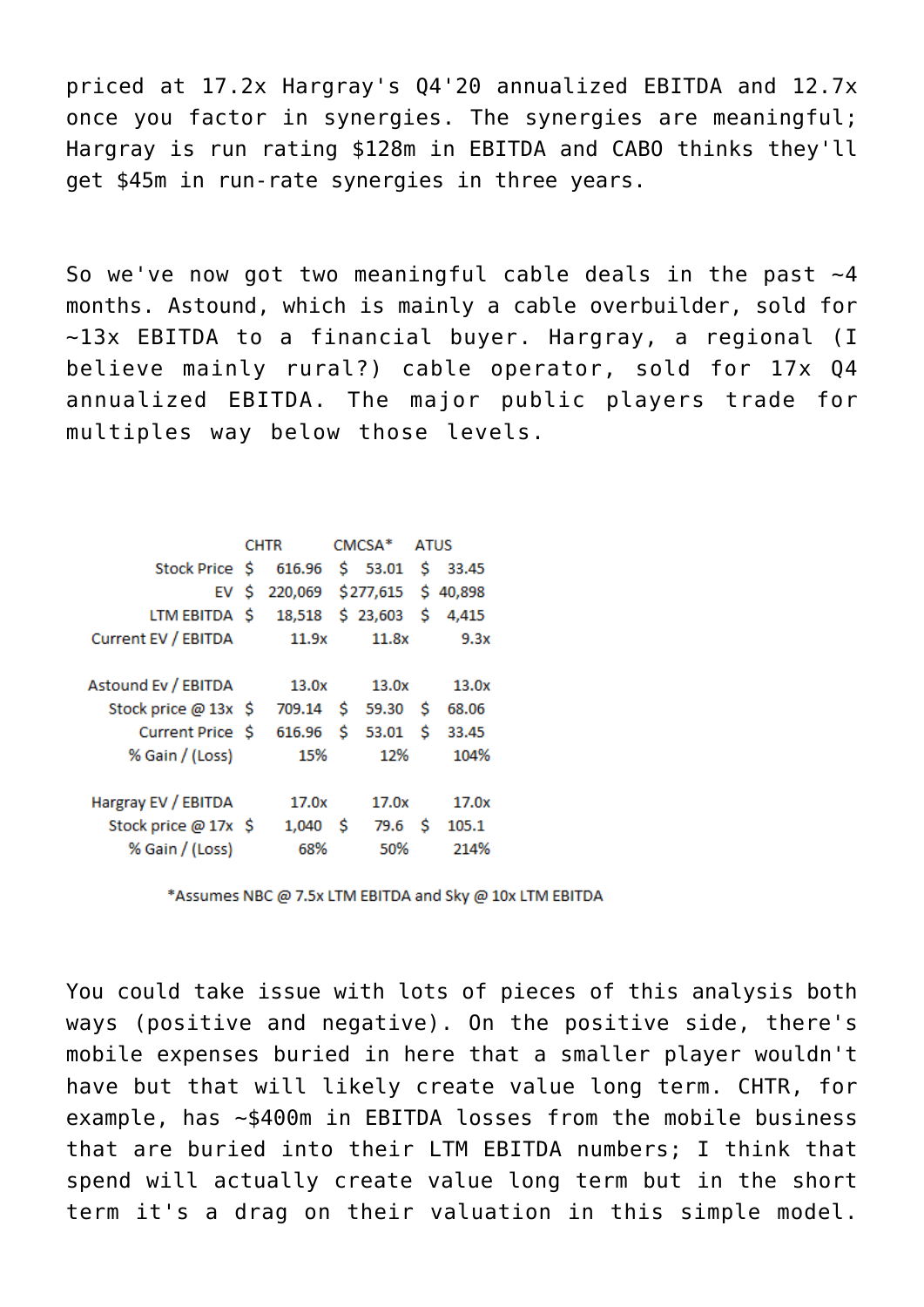priced at 17.2x Hargray's Q4'20 annualized EBITDA and 12.7x once you factor in synergies. The synergies are meaningful; Hargray is run rating $128m in EBITDA and CABO thinks they'll get $45m in run-rate synergies in three years.

So we've now got two meaningful cable deals in the past ~4 months. Astound, which is mainly a cable overbuilder, sold for ~13x EBITDA to a financial buyer. Hargray, a regional (I believe mainly rural?) cable operator, sold for 17x Q4 annualized EBITDA. The major public players trade for multiples way below those levels.

| | CHTR | CMCSA* | ATUS |
|---|---|---|---|
| Stock Price | $ 616.96 | $ 53.01 | $ 33.45 |
| EV | $ 220,069 | $277,615 | $ 40,898 |
| LTM EBITDA | $ 18,518 | $ 23,603 | $ 4,415 |
| Current EV / EBITDA | 11.9x | 11.8x | 9.3x |
| | | | |
| Astound Ev / EBITDA | 13.0x | 13.0x | 13.0x |
| Stock price @ 13x | $ 709.14 | $ 59.30 | $ 68.06 |
| Current Price | $ 616.96 | $ 53.01 | $ 33.45 |
| % Gain / (Loss) | 15% | 12% | 104% |
| | | | |
| Hargray EV / EBITDA | 17.0x | 17.0x | 17.0x |
| Stock price @ 17x | $ 1,040 | $ 79.6 | $ 105.1 |
| % Gain / (Loss) | 68% | 50% | 214% |

*Assumes NBC @ 7.5x LTM EBITDA and Sky @ 10x LTM EBITDA

You could take issue with lots of pieces of this analysis both ways (positive and negative). On the positive side, there's mobile expenses buried in here that a smaller player wouldn't have but that will likely create value long term. CHTR, for example, has ~$400m in EBITDA losses from the mobile business that are buried into their LTM EBITDA numbers; I think that spend will actually create value long term but in the short term it's a drag on their valuation in this simple model.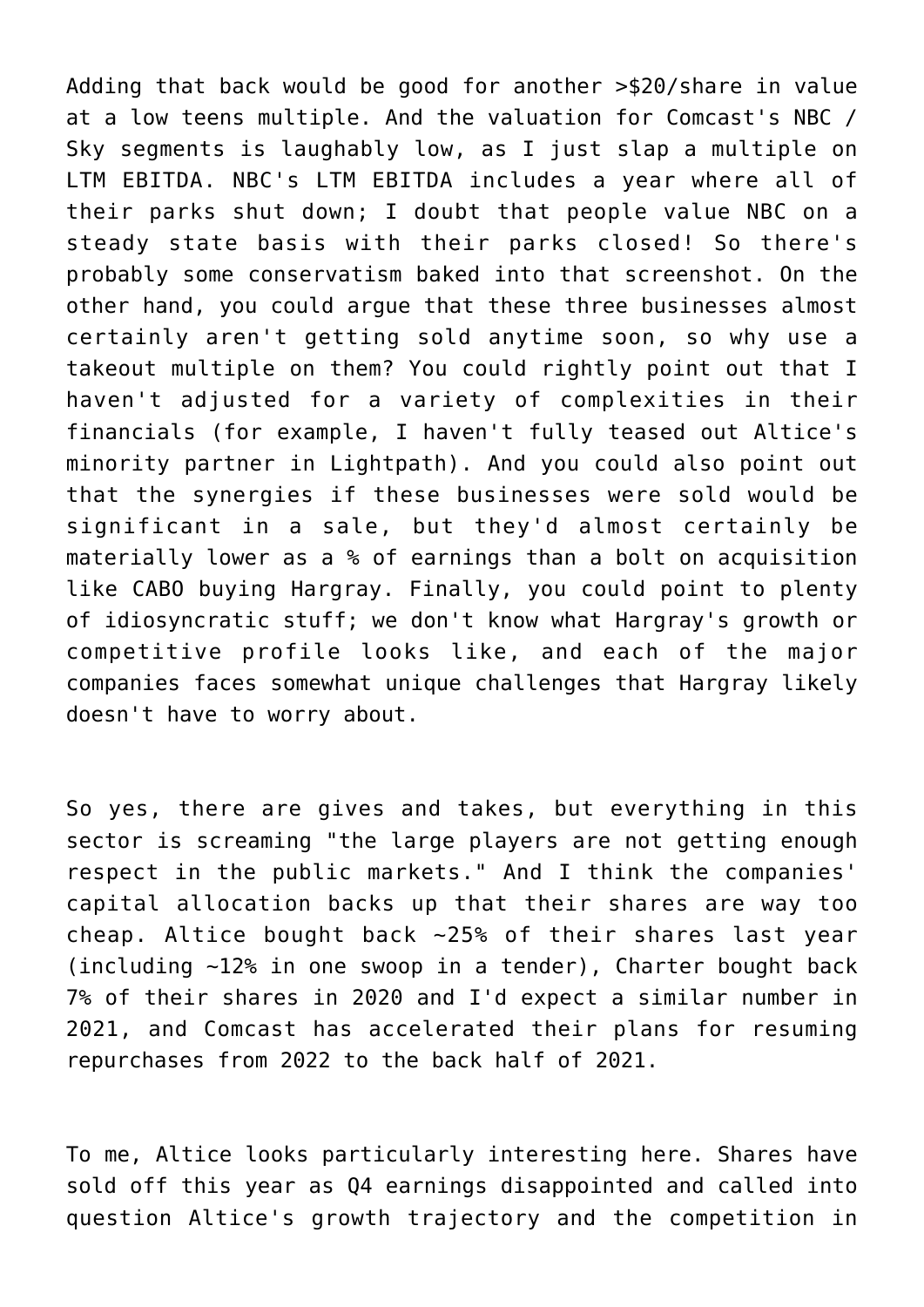Adding that back would be good for another >$20/share in value at a low teens multiple. And the valuation for Comcast's NBC / Sky segments is laughably low, as I just slap a multiple on LTM EBITDA. NBC's LTM EBITDA includes a year where all of their parks shut down; I doubt that people value NBC on a steady state basis with their parks closed! So there's probably some conservatism baked into that screenshot. On the other hand, you could argue that these three businesses almost certainly aren't getting sold anytime soon, so why use a takeout multiple on them? You could rightly point out that I haven't adjusted for a variety of complexities in their financials (for example, I haven't fully teased out Altice's minority partner in Lightpath). And you could also point out that the synergies if these businesses were sold would be significant in a sale, but they'd almost certainly be materially lower as a % of earnings than a bolt on acquisition like CABO buying Hargray. Finally, you could point to plenty of idiosyncratic stuff; we don't know what Hargray's growth or competitive profile looks like, and each of the major companies faces somewhat unique challenges that Hargray likely doesn't have to worry about.

So yes, there are gives and takes, but everything in this sector is screaming "the large players are not getting enough respect in the public markets." And I think the companies' capital allocation backs up that their shares are way too cheap. Altice bought back ~25% of their shares last year (including ~12% in one swoop in a tender), Charter bought back 7% of their shares in 2020 and I'd expect a similar number in 2021, and Comcast has accelerated their plans for resuming repurchases from 2022 to the back half of 2021.

To me, Altice looks particularly interesting here. Shares have sold off this year as Q4 earnings disappointed and called into question Altice's growth trajectory and the competition in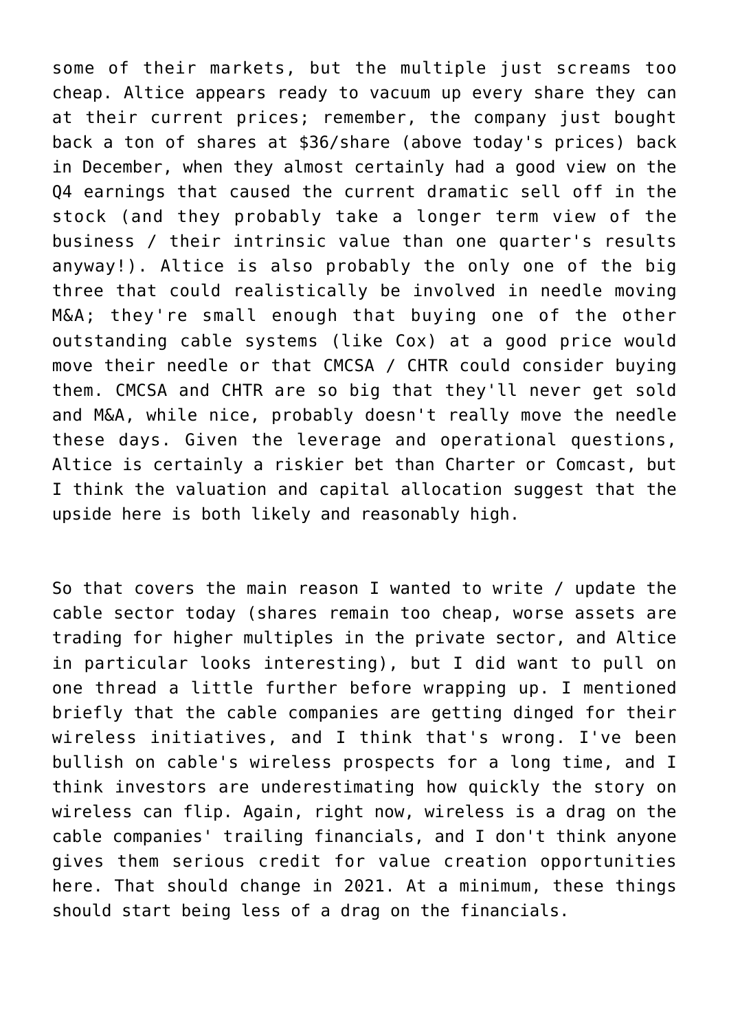some of their markets, but the multiple just screams too cheap. Altice appears ready to vacuum up every share they can at their current prices; remember, the company just bought back a ton of shares at $36/share (above today's prices) back in December, when they almost certainly had a good view on the Q4 earnings that caused the current dramatic sell off in the stock (and they probably take a longer term view of the business / their intrinsic value than one quarter's results anyway!). Altice is also probably the only one of the big three that could realistically be involved in needle moving M&A; they're small enough that buying one of the other outstanding cable systems (like Cox) at a good price would move their needle or that CMCSA / CHTR could consider buying them. CMCSA and CHTR are so big that they'll never get sold and M&A, while nice, probably doesn't really move the needle these days. Given the leverage and operational questions, Altice is certainly a riskier bet than Charter or Comcast, but I think the valuation and capital allocation suggest that the upside here is both likely and reasonably high.

So that covers the main reason I wanted to write / update the cable sector today (shares remain too cheap, worse assets are trading for higher multiples in the private sector, and Altice in particular looks interesting), but I did want to pull on one thread a little further before wrapping up. I mentioned briefly that the cable companies are getting dinged for their wireless initiatives, and I think that's wrong. I've been bullish on cable's wireless prospects for a long time, and I think investors are underestimating how quickly the story on wireless can flip. Again, right now, wireless is a drag on the cable companies' trailing financials, and I don't think anyone gives them serious credit for value creation opportunities here. That should change in 2021. At a minimum, these things should start being less of a drag on the financials.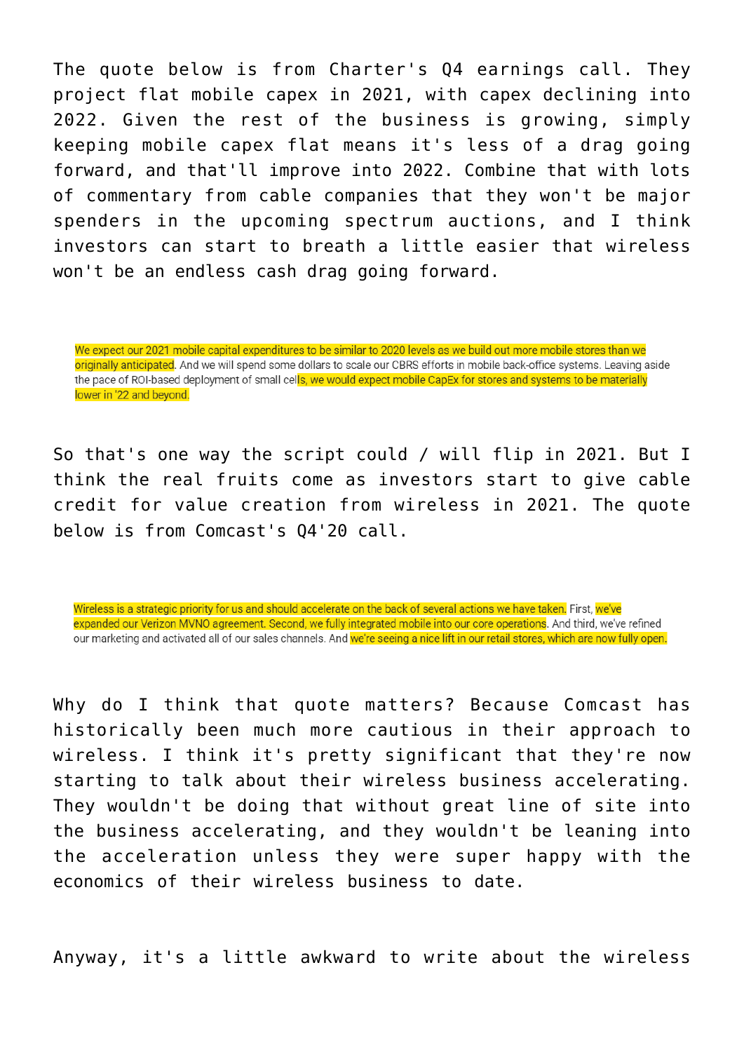The quote below is from Charter's Q4 earnings call. They project flat mobile capex in 2021, with capex declining into 2022. Given the rest of the business is growing, simply keeping mobile capex flat means it's less of a drag going forward, and that'll improve into 2022. Combine that with lots of commentary from cable companies that they won't be major spenders in the upcoming spectrum auctions, and I think investors can start to breath a little easier that wireless won't be an endless cash drag going forward.

> We expect our 2021 mobile capital expenditures to be similar to 2020 levels as we build out more mobile stores than we originally anticipated. And we will spend some dollars to scale our CBRS efforts in mobile back-office systems. Leaving aside the pace of ROI-based deployment of small cells, we would expect mobile CapEx for stores and systems to be materially lower in '22 and beyond.

So that's one way the script could / will flip in 2021. But I think the real fruits come as investors start to give cable credit for value creation from wireless in 2021. The quote below is from Comcast's Q4'20 call.

> Wireless is a strategic priority for us and should accelerate on the back of several actions we have taken. First, we've expanded our Verizon MVNO agreement. Second, we fully integrated mobile into our core operations. And third, we've refined our marketing and activated all of our sales channels. And we're seeing a nice lift in our retail stores, which are now fully open.

Why do I think that quote matters? Because Comcast has historically been much more cautious in their approach to wireless. I think it's pretty significant that they're now starting to talk about their wireless business accelerating. They wouldn't be doing that without great line of site into the business accelerating, and they wouldn't be leaning into the acceleration unless they were super happy with the economics of their wireless business to date.

Anyway, it's a little awkward to write about the wireless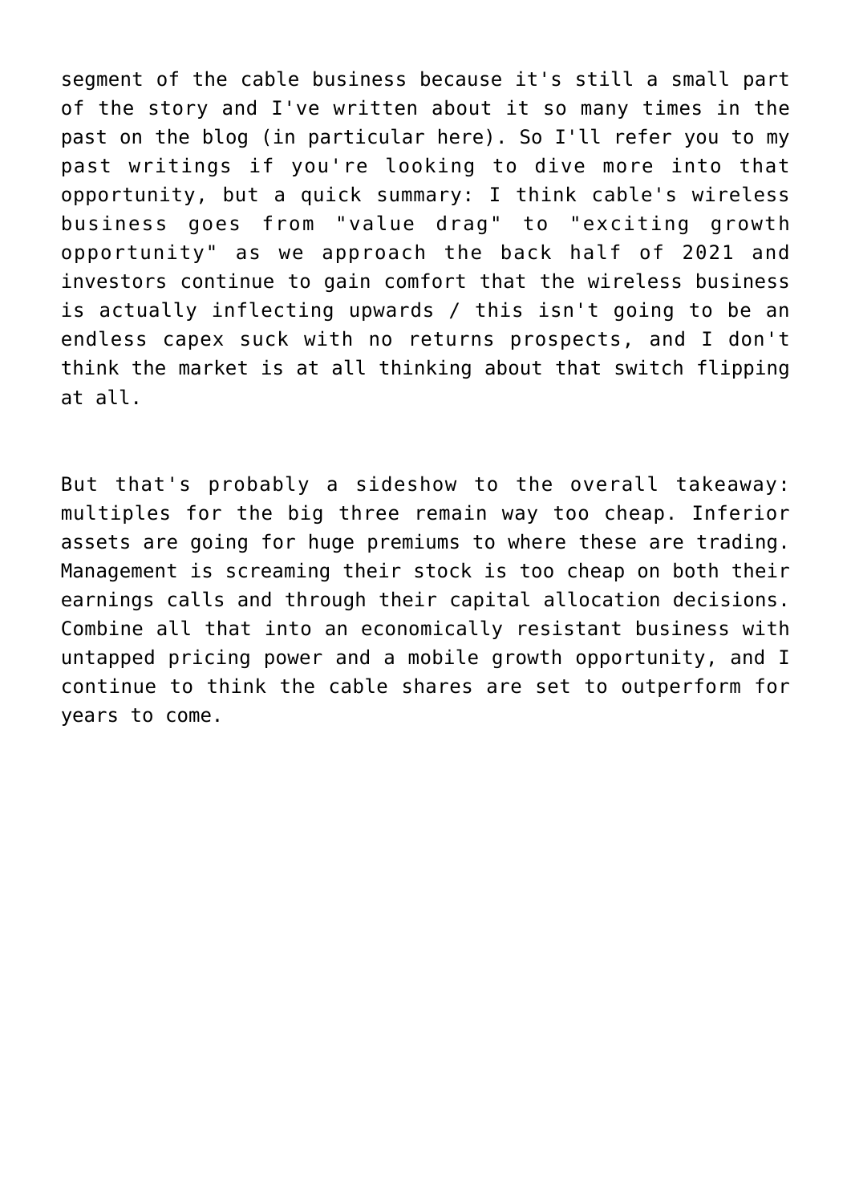segment of the cable business because it's still a small part of the story and I've written about it so many times in the past on the blog (in particular here). So I'll refer you to my past writings if you're looking to dive more into that opportunity, but a quick summary: I think cable's wireless business goes from "value drag" to "exciting growth opportunity" as we approach the back half of 2021 and investors continue to gain comfort that the wireless business is actually inflecting upwards / this isn't going to be an endless capex suck with no returns prospects, and I don't think the market is at all thinking about that switch flipping at all.

But that's probably a sideshow to the overall takeaway: multiples for the big three remain way too cheap. Inferior assets are going for huge premiums to where these are trading. Management is screaming their stock is too cheap on both their earnings calls and through their capital allocation decisions. Combine all that into an economically resistant business with untapped pricing power and a mobile growth opportunity, and I continue to think the cable shares are set to outperform for years to come.